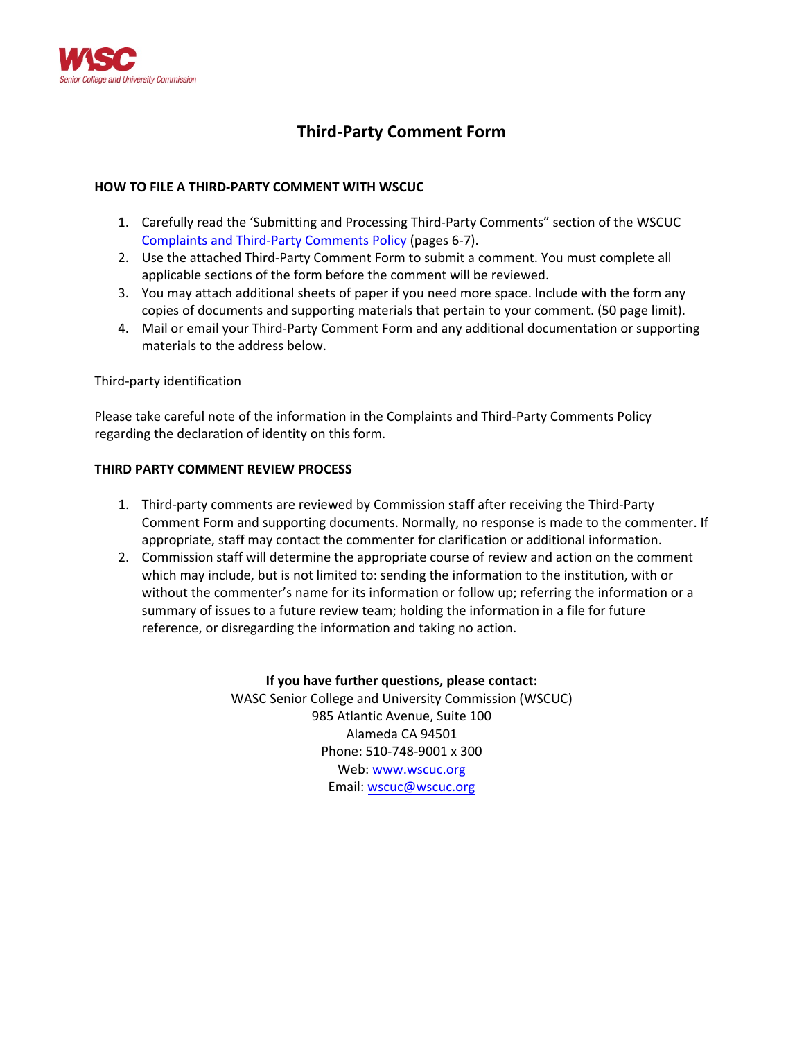WASC
Senior College and University Commission

# Third-Party Comment Form

## HOW TO FILE A THIRD-PARTY COMMENT WITH WSCUC

1. Carefully read the 'Submitting and Processing Third-Party Comments" section of the WSCUC Complaints and Third-Party Comments Policy (pages 6-7).
2. Use the attached Third-Party Comment Form to submit a comment. You must complete all applicable sections of the form before the comment will be reviewed.
3. You may attach additional sheets of paper if you need more space. Include with the form any copies of documents and supporting materials that pertain to your comment. (50 page limit).
4. Mail or email your Third-Party Comment Form and any additional documentation or supporting materials to the address below.

Third-party identification

Please take careful note of the information in the Complaints and Third-Party Comments Policy regarding the declaration of identity on this form.

## THIRD PARTY COMMENT REVIEW PROCESS

1. Third-party comments are reviewed by Commission staff after receiving the Third-Party Comment Form and supporting documents. Normally, no response is made to the commenter. If appropriate, staff may contact the commenter for clarification or additional information.
2. Commission staff will determine the appropriate course of review and action on the comment which may include, but is not limited to: sending the information to the institution, with or without the commenter's name for its information or follow up; referring the information or a summary of issues to a future review team; holding the information in a file for future reference, or disregarding the information and taking no action.

**If you have further questions, please contact:**
WASC Senior College and University Commission (WSCUC)
985 Atlantic Avenue, Suite 100
Alameda CA 94501
Phone: 510-748-9001 x 300
Web: www.wscuc.org
Email: wscuc@wscuc.org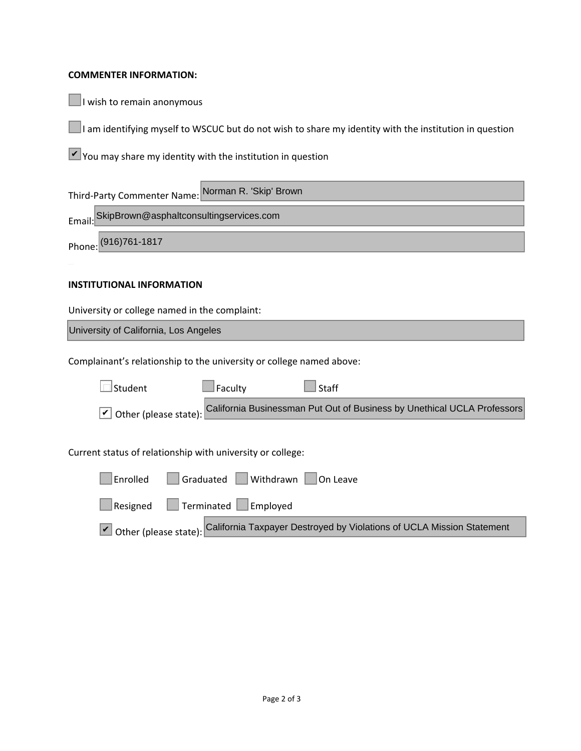**COMMENTER INFORMATION:**

☐ I wish to remain anonymous

☐ I am identifying myself to WSCUC but do not wish to share my identity with the institution in question

☑ You may share my identity with the institution in question

Third-Party Commenter Name: Norman R. 'Skip' Brown

Email: SkipBrown@asphaltconsultingservices.com

Phone: (916)761-1817

**INSTITUTIONAL INFORMATION**

University or college named in the complaint:

University of California, Los Angeles

Complainant's relationship to the university or college named above:

☐ Student ☐ Faculty ☐ Staff

☑ Other (please state): California Businessman Put Out of Business by Unethical UCLA Professors

Current status of relationship with university or college:

☐ Enrolled ☐ Graduated ☐ Withdrawn ☐ On Leave

☐ Resigned ☐ Terminated ☐ Employed

☑ Other (please state): California Taxpayer Destroyed by Violations of UCLA Mission Statement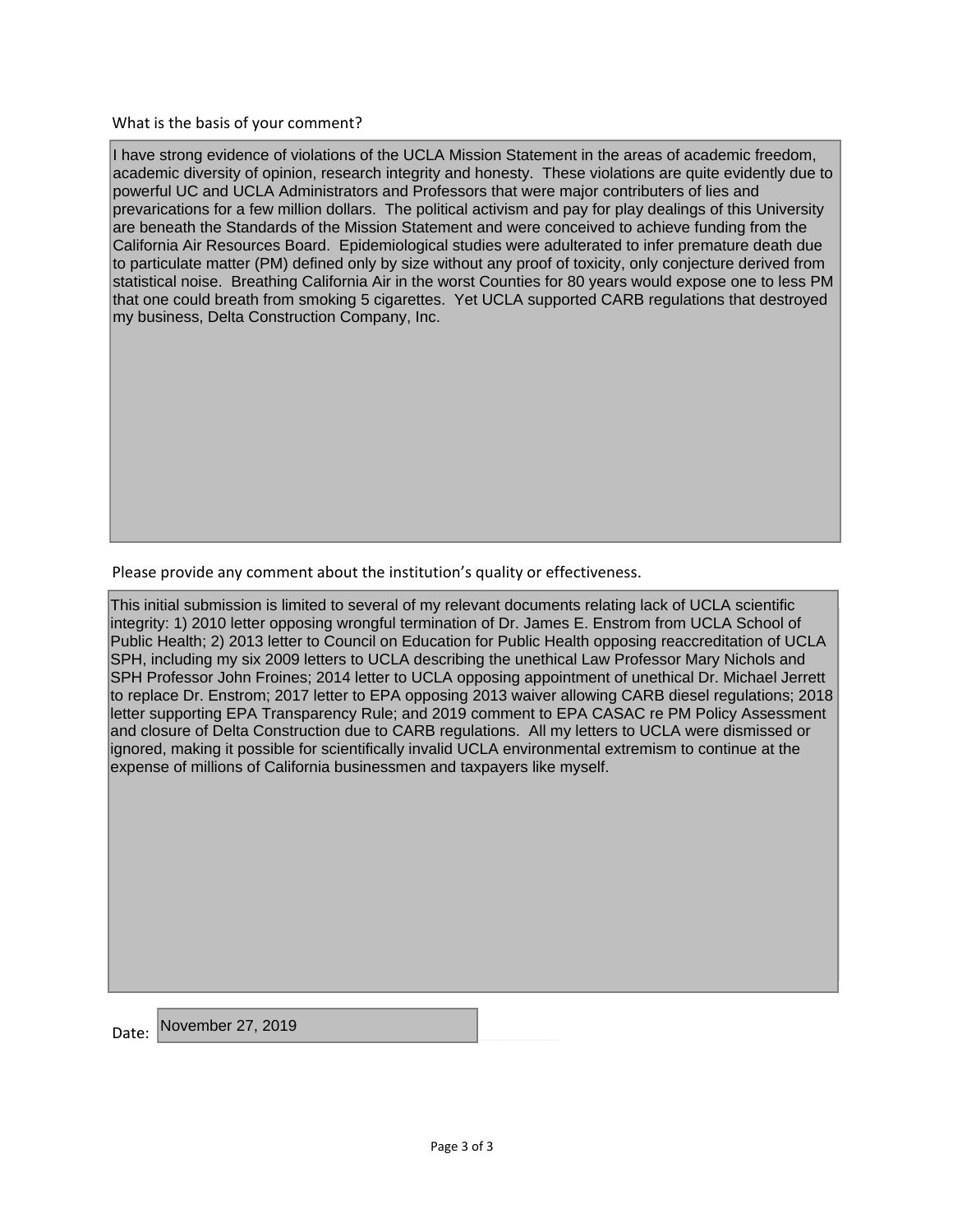What is the basis of your comment?

I have strong evidence of violations of the UCLA Mission Statement in the areas of academic freedom, academic diversity of opinion, research integrity and honesty. These violations are quite evidently due to powerful UC and UCLA Administrators and Professors that were major contributers of lies and prevarications for a few million dollars. The political activism and pay for play dealings of this University are beneath the Standards of the Mission Statement and were conceived to achieve funding from the California Air Resources Board. Epidemiological studies were adulterated to infer premature death due to particulate matter (PM) defined only by size without any proof of toxicity, only conjecture derived from statistical noise. Breathing California Air in the worst Counties for 80 years would expose one to less PM that one could breath from smoking 5 cigarettes. Yet UCLA supported CARB regulations that destroyed my business, Delta Construction Company, Inc.

Please provide any comment about the institution's quality or effectiveness.

This initial submission is limited to several of my relevant documents relating lack of UCLA scientific integrity: 1) 2010 letter opposing wrongful termination of Dr. James E. Enstrom from UCLA School of Public Health; 2) 2013 letter to Council on Education for Public Health opposing reaccreditation of UCLA SPH, including my six 2009 letters to UCLA describing the unethical Law Professor Mary Nichols and SPH Professor John Froines; 2014 letter to UCLA opposing appointment of unethical Dr. Michael Jerrett to replace Dr. Enstrom; 2017 letter to EPA opposing 2013 waiver allowing CARB diesel regulations; 2018 letter supporting EPA Transparency Rule; and 2019 comment to EPA CASAC re PM Policy Assessment and closure of Delta Construction due to CARB regulations. All my letters to UCLA were dismissed or ignored, making it possible for scientifically invalid UCLA environmental extremism to continue at the expense of millions of California businessmen and taxpayers like myself.

Date: November 27, 2019